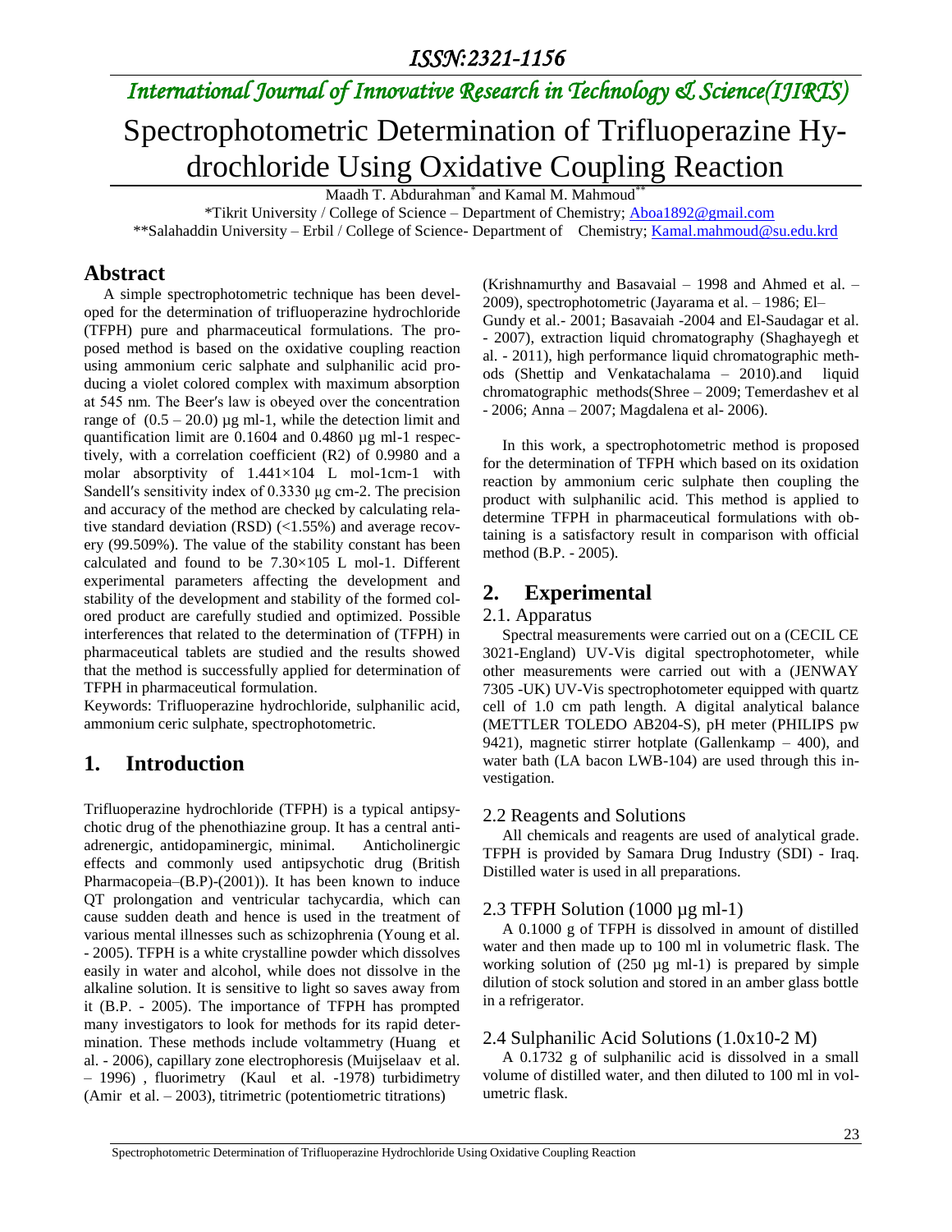*ISSN:2321-1156*

*International Journal of Innovative Research in Technology & Science(IJIRTS)*

# Spectrophotometric Determination of Trifluoperazine Hydrochloride Using Oxidative Coupling Reaction

Maadh T. Abdurahman* and Kamal M. Mahmoud**

*Tikrit University / College of Science – Department of Chemistry; Aboa1892@gmail.com

**Salahaddin University – Erbil / College of Science- Department of Chemistry; Kamal.mahmoud@su.edu.krd

## Abstract

A simple spectrophotometric technique has been developed for the determination of trifluoperazine hydrochloride (TFPH) pure and pharmaceutical formulations. The proposed method is based on the oxidative coupling reaction using ammonium ceric salphate and sulphanilic acid producing a violet colored complex with maximum absorption at 545 nm. The Beer′s law is obeyed over the concentration range of (0.5 – 20.0) µg ml-1, while the detection limit and quantification limit are 0.1604 and 0.4860 µg ml-1 respectively, with a correlation coefficient (R2) of 0.9980 and a molar absorptivity of 1.441×104 L mol-1cm-1 with Sandell′s sensitivity index of 0.3330 µg cm-2. The precision and accuracy of the method are checked by calculating relative standard deviation (RSD) (<1.55%) and average recovery (99.509%). The value of the stability constant has been calculated and found to be 7.30×105 L mol-1. Different experimental parameters affecting the development and stability of the development and stability of the formed colored product are carefully studied and optimized. Possible interferences that related to the determination of (TFPH) in pharmaceutical tablets are studied and the results showed that the method is successfully applied for determination of TFPH in pharmaceutical formulation.

Keywords: Trifluoperazine hydrochloride, sulphanilic acid, ammonium ceric sulphate, spectrophotometric.

## 1. Introduction

Trifluoperazine hydrochloride (TFPH) is a typical antipsychotic drug of the phenothiazine group. It has a central antiadrenergic, antidopaminergic, minimal. Anticholinergic effects and commonly used antipsychotic drug (British Pharmacopeia–(B.P)-(2001)). It has been known to induce QT prolongation and ventricular tachycardia, which can cause sudden death and hence is used in the treatment of various mental illnesses such as schizophrenia (Young et al. - 2005). TFPH is a white crystalline powder which dissolves easily in water and alcohol, while does not dissolve in the alkaline solution. It is sensitive to light so saves away from it (B.P. - 2005). The importance of TFPH has prompted many investigators to look for methods for its rapid determination. These methods include voltammetry (Huang et al. - 2006), capillary zone electrophoresis (Muijselaav et al. – 1996) , fluorimetry (Kaul et al. -1978) turbidimetry (Amir et al. – 2003), titrimetric (potentiometric titrations) (Krishnamurthy and Basavaial – 1998 and Ahmed et al. – 2009), spectrophotometric (Jayarama et al. – 1986; El–Gundy et al.- 2001; Basavaiah -2004 and El-Saudagar et al. - 2007), extraction liquid chromatography (Shaghayegh et al. - 2011), high performance liquid chromatographic methods (Shettip and Venkatachalama – 2010).and liquid chromatographic methods(Shree – 2009; Temerdashev et al - 2006; Anna – 2007; Magdalena et al- 2006).

In this work, a spectrophotometric method is proposed for the determination of TFPH which based on its oxidation reaction by ammonium ceric sulphate then coupling the product with sulphanilic acid. This method is applied to determine TFPH in pharmaceutical formulations with obtaining is a satisfactory result in comparison with official method (B.P. - 2005).

## 2. Experimental

### 2.1. Apparatus

Spectral measurements were carried out on a (CECIL CE 3021-England) UV-Vis digital spectrophotometer, while other measurements were carried out with a (JENWAY 7305 -UK) UV-Vis spectrophotometer equipped with quartz cell of 1.0 cm path length. A digital analytical balance (METTLER TOLEDO AB204-S), pH meter (PHILIPS pw 9421), magnetic stirrer hotplate (Gallenkamp – 400), and water bath (LA bacon LWB-104) are used through this investigation.

### 2.2 Reagents and Solutions

All chemicals and reagents are used of analytical grade. TFPH is provided by Samara Drug Industry (SDI) - Iraq. Distilled water is used in all preparations.

### 2.3 TFPH Solution (1000 µg ml-1)

A 0.1000 g of TFPH is dissolved in amount of distilled water and then made up to 100 ml in volumetric flask. The working solution of (250 µg ml-1) is prepared by simple dilution of stock solution and stored in an amber glass bottle in a refrigerator.

### 2.4 Sulphanilic Acid Solutions (1.0x10-2 M)

A 0.1732 g of sulphanilic acid is dissolved in a small volume of distilled water, and then diluted to 100 ml in volumetric flask.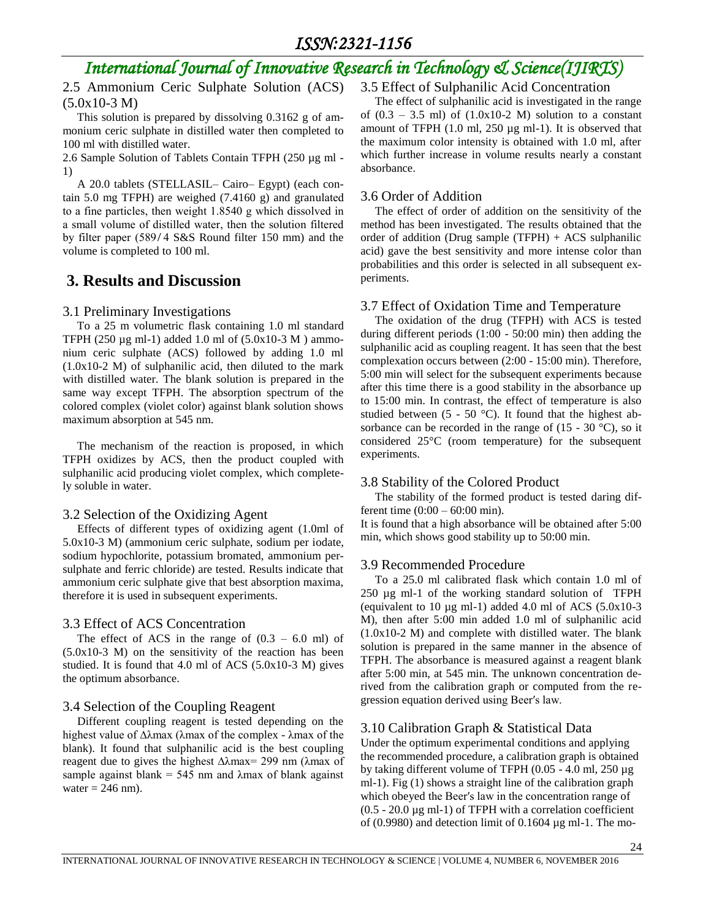## 2.5 Ammonium Ceric Sulphate Solution (ACS) ($5.0x10^{-3}$ M)

This solution is prepared by dissolving 0.3162 g of ammonium ceric sulphate in distilled water then completed to 100 ml with distilled water.

## 2.6 Sample Solution of Tablets Contain TFPH (250 µg ml$^{-1}$)

A 20.0 tablets (STELLASIL– Cairo– Egypt) (each contain 5.0 mg TFPH) are weighed (7.4160 g) and granulated to a fine particles, then weight 1.8540 g which dissolved in a small volume of distilled water, then the solution filtered by filter paper (589/4 S&S Round filter 150 mm) and the volume is completed to 100 ml.

# 3. Results and Discussion

## 3.1 Preliminary Investigations

To a 25 m volumetric flask containing 1.0 ml standard TFPH (250 µg ml$^{-1}$) added 1.0 ml of ($5.0x10^{-3}$ M ) ammonium ceric sulphate (ACS) followed by adding 1.0 ml ($1.0x10^{-2}$ M) of sulphanilic acid, then diluted to the mark with distilled water. The blank solution is prepared in the same way except TFPH. The absorption spectrum of the colored complex (violet color) against blank solution shows maximum absorption at 545 nm.

The mechanism of the reaction is proposed, in which TFPH oxidizes by ACS, then the product coupled with sulphanilic acid producing violet complex, which completely soluble in water.

## 3.2 Selection of the Oxidizing Agent

Effects of different types of oxidizing agent (1.0ml of $5.0x10^{-3}$ M) (ammonium ceric sulphate, sodium per iodate, sodium hypochlorite, potassium bromated, ammonium persulphate and ferric chloride) are tested. Results indicate that ammonium ceric sulphate give that best absorption maxima, therefore it is used in subsequent experiments.

## 3.3 Effect of ACS Concentration

The effect of ACS in the range of (0.3 – 6.0 ml) of ($5.0x10^{-3}$ M) on the sensitivity of the reaction has been studied. It is found that 4.0 ml of ACS ($5.0x10^{-3}$ M) gives the optimum absorbance.

## 3.4 Selection of the Coupling Reagent

Different coupling reagent is tested depending on the highest value of $\Delta\lambda max$ ($\lambda max$ of the complex - $\lambda max$ of the blank). It found that sulphanilic acid is the best coupling reagent due to gives the highest $\Delta\lambda max$= 299 nm ($\lambda max$ of sample against blank = 545 nm and $\lambda max$ of blank against water = 246 nm).

## 3.5 Effect of Sulphanilic Acid Concentration

The effect of sulphanilic acid is investigated in the range of (0.3 – 3.5 ml) of ($1.0x10^{-2}$ M) solution to a constant amount of TFPH (1.0 ml, 250 µg ml$^{-1}$). It is observed that the maximum color intensity is obtained with 1.0 ml, after which further increase in volume results nearly a constant absorbance.

## 3.6 Order of Addition

The effect of order of addition on the sensitivity of the method has been investigated. The results obtained that the order of addition (Drug sample (TFPH) + ACS sulphanilic acid) gave the best sensitivity and more intense color than probabilities and this order is selected in all subsequent experiments.

## 3.7 Effect of Oxidation Time and Temperature

The oxidation of the drug (TFPH) with ACS is tested during different periods (1:00 - 50:00 min) then adding the sulphanilic acid as coupling reagent. It has seen that the best complexation occurs between (2:00 - 15:00 min). Therefore, 5:00 min will select for the subsequent experiments because after this time there is a good stability in the absorbance up to 15:00 min. In contrast, the effect of temperature is also studied between (5 - 50 °C). It found that the highest absorbance can be recorded in the range of (15 - 30 °C), so it considered 25°C (room temperature) for the subsequent experiments.

## 3.8 Stability of the Colored Product

The stability of the formed product is tested daring different time (0:00 – 60:00 min).

It is found that a high absorbance will be obtained after 5:00 min, which shows good stability up to 50:00 min.

## 3.9 Recommended Procedure

To a 25.0 ml calibrated flask which contain 1.0 ml of 250 µg ml$^{-1}$ of the working standard solution of TFPH (equivalent to 10 µg ml$^{-1}$) added 4.0 ml of ACS ($5.0x10^{-3}$ M), then after 5:00 min added 1.0 ml of sulphanilic acid ($1.0x10^{-2}$ M) and complete with distilled water. The blank solution is prepared in the same manner in the absence of TFPH. The absorbance is measured against a reagent blank after 5:00 min, at 545 min. The unknown concentration derived from the calibration graph or computed from the regression equation derived using Beer′s law.

## 3.10 Calibration Graph & Statistical Data

Under the optimum experimental conditions and applying the recommended procedure, a calibration graph is obtained by taking different volume of TFPH (0.05 - 4.0 ml, 250 µg ml$^{-1}$). Fig (1) shows a straight line of the calibration graph which obeyed the Beer′s law in the concentration range of (0.5 - 20.0 µg ml$^{-1}$) of TFPH with a correlation coefficient of (0.9980) and detection limit of 0.1604 µg ml$^{-1}$. The mo-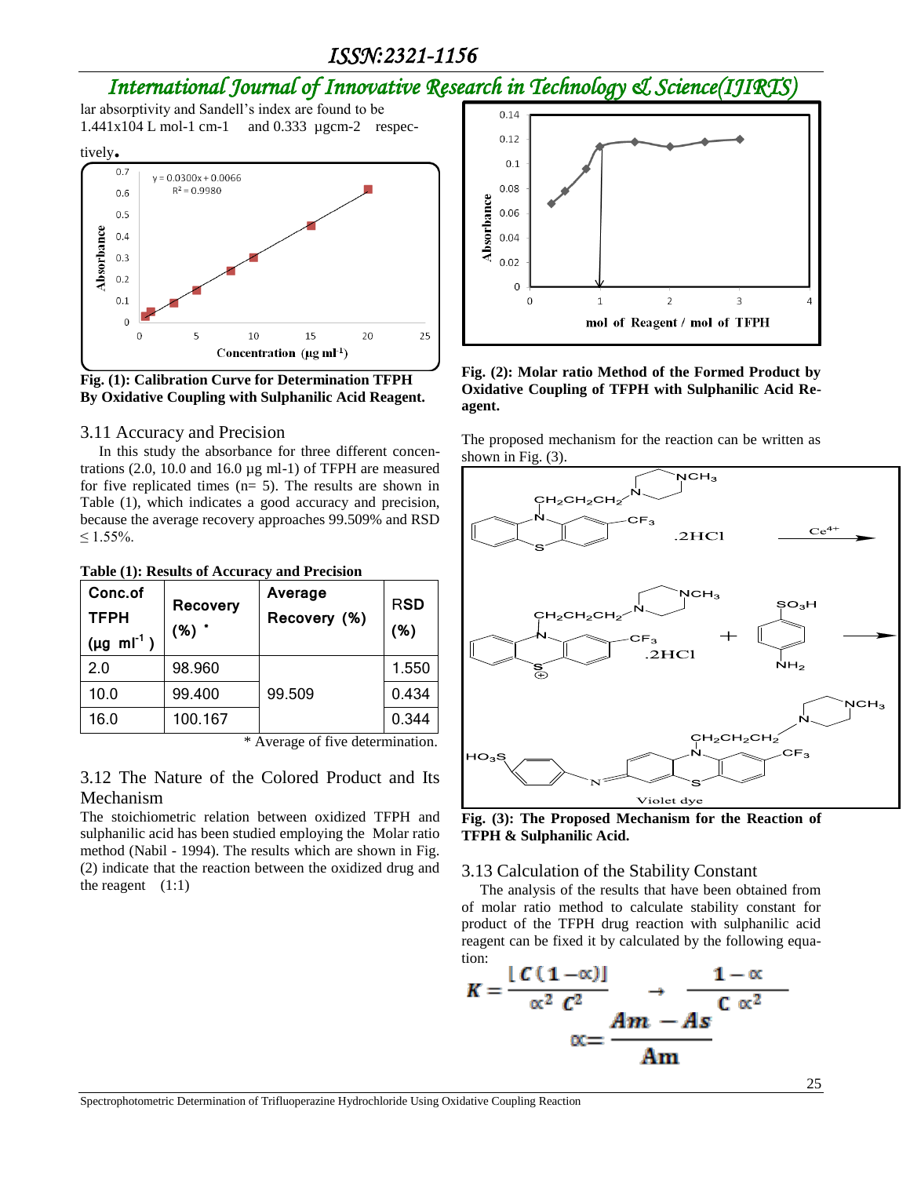lar absorptivity and Sandell's index are found to be 1.441x104 L mol-1 cm-1 and 0.333 µgcm-2 respectively.

Fig. (1): Calibration Curve for Determination TFPH By Oxidative Coupling with Sulphanilic Acid Reagent.

## 3.11 Accuracy and Precision

In this study the absorbance for three different concentrations (2.0, 10.0 and 16.0 µg ml-1) of TFPH are measured for five replicated times (n= 5). The results are shown in Table (1), which indicates a good accuracy and precision, because the average recovery approaches 99.509% and RSD ≤ 1.55%.

**Table (1): Results of Accuracy and Precision**

| Conc.of TFPH (µg ml$^{-1}$) | Recovery (%) * | Average Recovery (%) | RSD (%) |
|---|---|---|---|
| 2.0 | 98.960 | 99.509 | 1.550 |
| 10.0 | 99.400 | | 0.434 |
| 16.0 | 100.167 | | 0.344 |

\* Average of five determination.

## 3.12 The Nature of the Colored Product and Its Mechanism

The stoichiometric relation between oxidized TFPH and sulphanilic acid has been studied employing the Molar ratio method (Nabil - 1994). The results which are shown in Fig. (2) indicate that the reaction between the oxidized drug and the reagent (1:1)

Fig. (2): Molar ratio Method of the Formed Product by Oxidative Coupling of TFPH with Sulphanilic Acid Reagent.

The proposed mechanism for the reaction can be written as shown in Fig. (3).

Fig. (3): The Proposed Mechanism for the Reaction of TFPH & Sulphanilic Acid.

## 3.13 Calculation of the Stability Constant

The analysis of the results that have been obtained from of molar ratio method to calculate stability constant for product of the TFPH drug reaction with sulphanilic acid reagent can be fixed it by calculated by the following equation:

$$K = \frac{[C(1-\alpha)]}{\alpha^2 C^2} \rightarrow \frac{1-\alpha}{C \alpha^2}$$

$$\alpha = \frac{Am - As}{Am}$$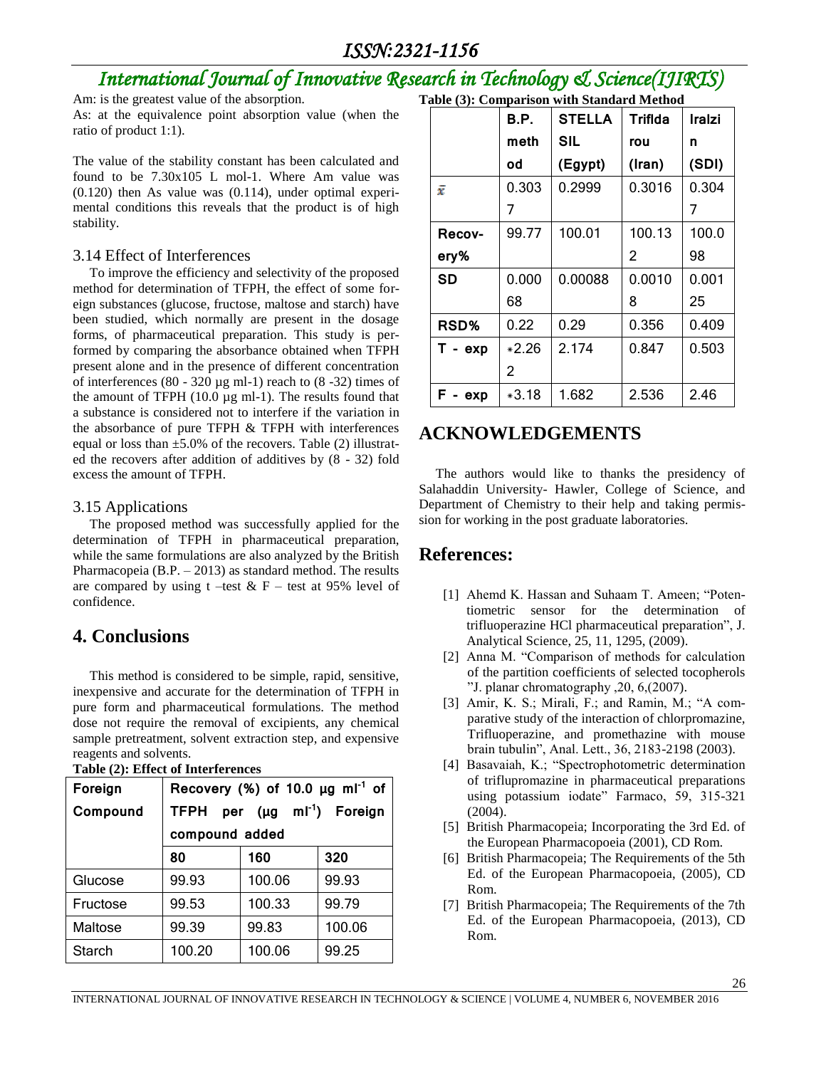Am: is the greatest value of the absorption.

As: at the equivalence point absorption value (when the ratio of product 1:1).

The value of the stability constant has been calculated and found to be 7.30x105 L mol-1. Where Am value was (0.120) then As value was (0.114), under optimal experimental conditions this reveals that the product is of high stability.

### 3.14 Effect of Interferences

To improve the efficiency and selectivity of the proposed method for determination of TFPH, the effect of some foreign substances (glucose, fructose, maltose and starch) have been studied, which normally are present in the dosage forms, of pharmaceutical preparation. This study is performed by comparing the absorbance obtained when TFPH present alone and in the presence of different concentration of interferences (80 - 320 µg ml-1) reach to (8 -32) times of the amount of TFPH (10.0 µg ml-1). The results found that a substance is considered not to interfere if the variation in the absorbance of pure TFPH & TFPH with interferences equal or loss than ±5.0% of the recovers. Table (2) illustrated the recovers after addition of additives by (8 - 32) fold excess the amount of TFPH.

### 3.15 Applications

The proposed method was successfully applied for the determination of TFPH in pharmaceutical preparation, while the same formulations are also analyzed by the British Pharmacopeia (B.P. – 2013) as standard method. The results are compared by using t –test & F – test at 95% level of confidence.

## 4. Conclusions

This method is considered to be simple, rapid, sensitive, inexpensive and accurate for the determination of TFPH in pure form and pharmaceutical formulations. The method dose not require the removal of excipients, any chemical sample pretreatment, solvent extraction step, and expensive reagents and solvents.

**Table (2): Effect of Interferences**

| Foreign Compound | Recovery (%) of 10.0 µg $ml^{-1}$ of TFPH per (µg $ml^{-1}$) Foreign compound added | | |
|---|---|---|---|
| | 80 | 160 | 320 |
| Glucose | 99.93 | 100.06 | 99.93 |
| Fructose | 99.53 | 100.33 | 99.79 |
| Maltose | 99.39 | 99.83 | 100.06 |
| Starch | 100.20 | 100.06 | 99.25 |

**Table (3): Comparison with Standard Method**

| | B.P. method | STELLASIL (Egypt) | Trifldarou (Iran) | Iralzin (SDI) |
|---|---|---|---|---|
| $\bar{x}$ | 0.3037 | 0.2999 | 0.3016 | 0.3047 |
| Recovery% | 99.77 | 100.01 | 100.132 | 100.098 |
| SD | 0.00068 | 0.00088 | 0.00108 | 0.00125 |
| RSD% | 0.22 | 0.29 | 0.356 | 0.409 |
| T - exp | *2.262 | 2.174 | 0.847 | 0.503 |
| F - exp | *3.18 | 1.682 | 2.536 | 2.46 |

## ACKNOWLEDGEMENTS

The authors would like to thanks the presidency of Salahaddin University- Hawler, College of Science, and Department of Chemistry to their help and taking permission for working in the post graduate laboratories.

## References:

[1] Ahemd K. Hassan and Suhaam T. Ameen; "Potentiometric sensor for the determination of trifluoperazine HCl pharmaceutical preparation", J. Analytical Science, 25, 11, 1295, (2009).

[2] Anna M. "Comparison of methods for calculation of the partition coefficients of selected tocopherols "J. planar chromatography ,20, 6,(2007).

[3] Amir, K. S.; Mirali, F.; and Ramin, M.; "A comparative study of the interaction of chlorpromazine, Trifluoperazine, and promethazine with mouse brain tubulin", Anal. Lett., 36, 2183-2198 (2003).

[4] Basavaiah, K.; "Spectrophotometric determination of triflupromazine in pharmaceutical preparations using potassium iodate" Farmaco, 59, 315-321 (2004).

[5] British Pharmacopeia; Incorporating the 3rd Ed. of the European Pharmacopoeia (2001), CD Rom.

[6] British Pharmacopeia; The Requirements of the 5th Ed. of the European Pharmacopoeia, (2005), CD Rom.

[7] British Pharmacopeia; The Requirements of the 7th Ed. of the European Pharmacopoeia, (2013), CD Rom.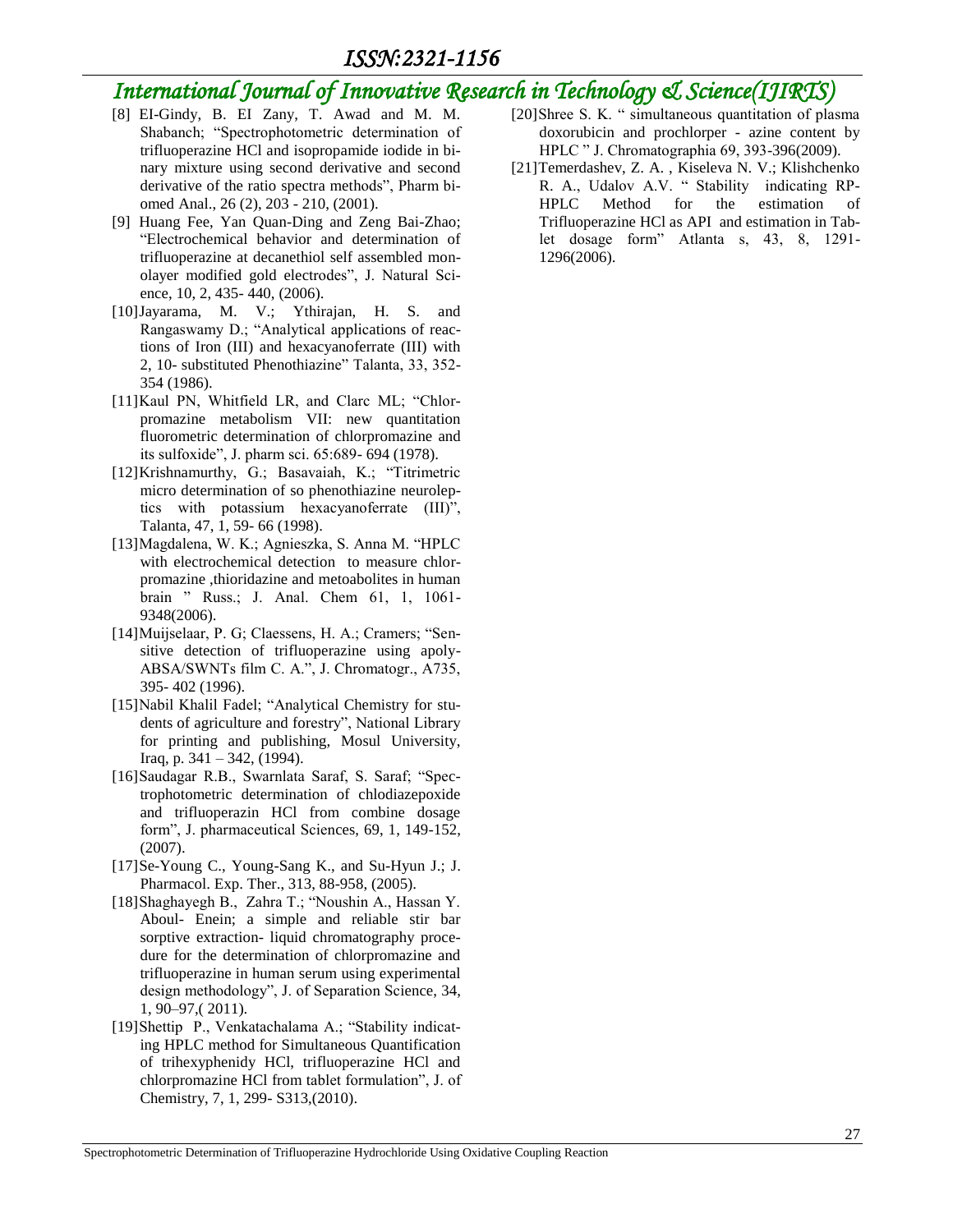[8] EI-Gindy, B. EI Zany, T. Awad and M. M. Shabanch; "Spectrophotometric determination of trifluoperazine HCl and isopropamide iodide in binary mixture using second derivative and second derivative of the ratio spectra methods", Pharm biomed Anal., 26 (2), 203 - 210, (2001).

[9] Huang Fee, Yan Quan-Ding and Zeng Bai-Zhao; "Electrochemical behavior and determination of trifluoperazine at decanethiol self assembled monolayer modified gold electrodes", J. Natural Science, 10, 2, 435- 440, (2006).

[10] Jayarama, M. V.; Ythirajan, H. S. and Rangaswamy D.; "Analytical applications of reactions of Iron (III) and hexacyanoferrate (III) with 2, 10- substituted Phenothiazine" Talanta, 33, 352-354 (1986).

[11] Kaul PN, Whitfield LR, and Clarc ML; "Chlorpromazine metabolism VII: new quantitation fluorometric determination of chlorpromazine and its sulfoxide", J. pharm sci. 65:689- 694 (1978).

[12] Krishnamurthy, G.; Basavaiah, K.; "Titrimetric micro determination of so phenothiazine neuroleptics with potassium hexacyanoferrate (III)", Talanta, 47, 1, 59- 66 (1998).

[13] Magdalena, W. K.; Agnieszka, S. Anna M. "HPLC with electrochemical detection to measure chlorpromazine ,thioridazine and metoabolites in human brain " Russ.; J. Anal. Chem 61, 1, 1061-9348(2006).

[14] Muijselaar, P. G; Claessens, H. A.; Cramers; "Sensitive detection of trifluoperazine using apoly-ABSA/SWNTs film C. A.", J. Chromatogr., A735, 395- 402 (1996).

[15] Nabil Khalil Fadel; "Analytical Chemistry for students of agriculture and forestry", National Library for printing and publishing, Mosul University, Iraq, p. 341 – 342, (1994).

[16] Saudagar R.B., Swarnlata Saraf, S. Saraf; "Spectrophotometric determination of chlodiazepoxide and trifluoperazin HCl from combine dosage form", J. pharmaceutical Sciences, 69, 1, 149-152, (2007).

[17] Se-Young C., Young-Sang K., and Su-Hyun J.; J. Pharmacol. Exp. Ther., 313, 88-958, (2005).

[18] Shaghayegh B., Zahra T.; "Noushin A., Hassan Y. Aboul- Enein; a simple and reliable stir bar sorptive extraction- liquid chromatography procedure for the determination of chlorpromazine and trifluoperazine in human serum using experimental design methodology", J. of Separation Science, 34, 1, 90–97,( 2011).

[19] Shettip P., Venkatachalama A.; "Stability indicating HPLC method for Simultaneous Quantification of trihexyphenidy HCl, trifluoperazine HCl and chlorpromazine HCl from tablet formulation", J. of Chemistry, 7, 1, 299- S313,(2010).

[20] Shree S. K. " simultaneous quantitation of plasma doxorubicin and prochlorper - azine content by HPLC " J. Chromatographia 69, 393-396(2009).

[21] Temerdashev, Z. A. , Kiseleva N. V.; Klishchenko R. A., Udalov A.V. " Stability indicating RP-HPLC Method for the estimation of Trifluoperazine HCl as API and estimation in Tablet dosage form" Atlanta s, 43, 8, 1291-1296(2006).